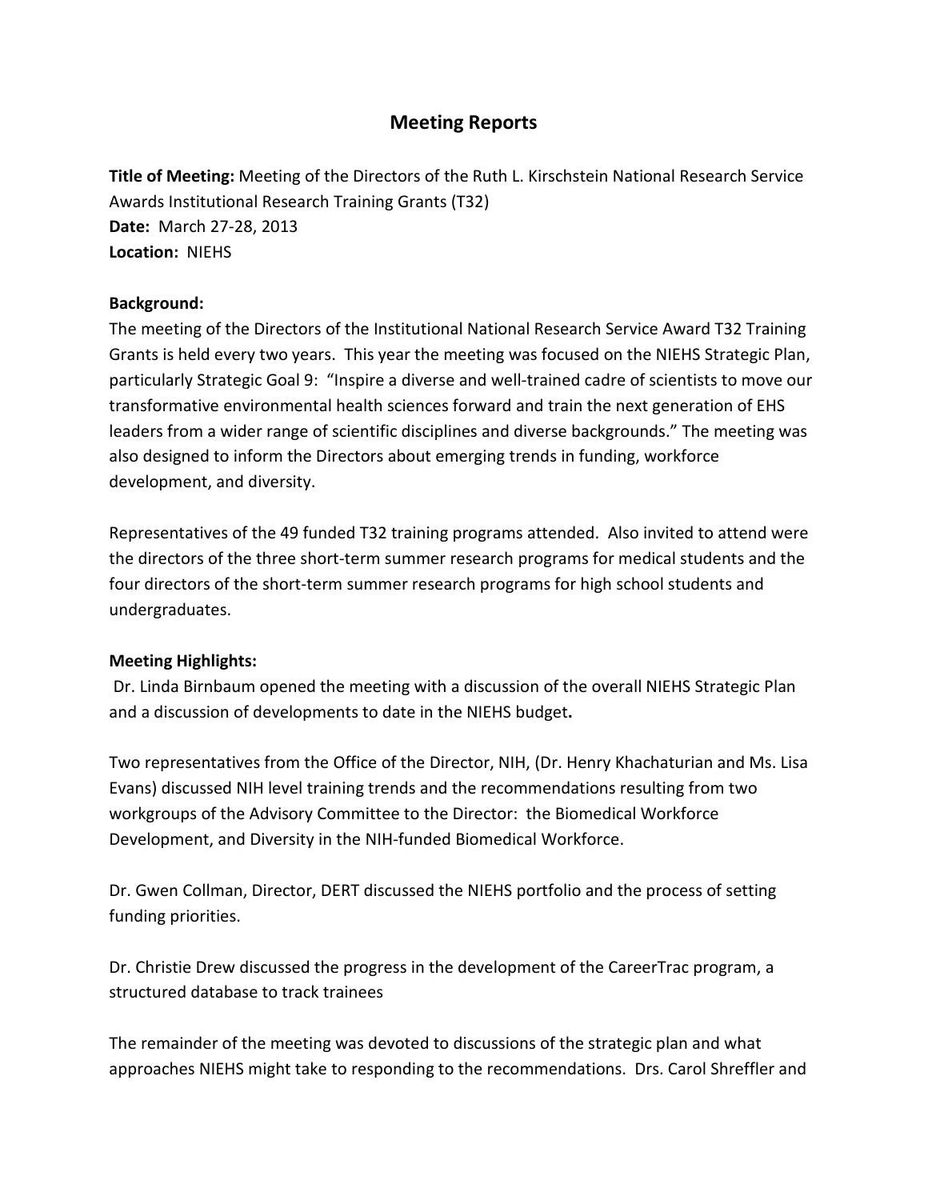# Meeting Reports

**Title of Meeting:** Meeting of the Directors of the Ruth L. Kirschstein National Research Service Awards Institutional Research Training Grants (T32)
**Date:** March 27-28, 2013
**Location:** NIEHS

**Background:**
The meeting of the Directors of the Institutional National Research Service Award T32 Training Grants is held every two years. This year the meeting was focused on the NIEHS Strategic Plan, particularly Strategic Goal 9: "Inspire a diverse and well-trained cadre of scientists to move our transformative environmental health sciences forward and train the next generation of EHS leaders from a wider range of scientific disciplines and diverse backgrounds." The meeting was also designed to inform the Directors about emerging trends in funding, workforce development, and diversity.

Representatives of the 49 funded T32 training programs attended. Also invited to attend were the directors of the three short-term summer research programs for medical students and the four directors of the short-term summer research programs for high school students and undergraduates.

**Meeting Highlights:**
Dr. Linda Birnbaum opened the meeting with a discussion of the overall NIEHS Strategic Plan and a discussion of developments to date in the NIEHS budget**.**

Two representatives from the Office of the Director, NIH, (Dr. Henry Khachaturian and Ms. Lisa Evans) discussed NIH level training trends and the recommendations resulting from two workgroups of the Advisory Committee to the Director: the Biomedical Workforce Development, and Diversity in the NIH-funded Biomedical Workforce.

Dr. Gwen Collman, Director, DERT discussed the NIEHS portfolio and the process of setting funding priorities.

Dr. Christie Drew discussed the progress in the development of the CareerTrac program, a structured database to track trainees

The remainder of the meeting was devoted to discussions of the strategic plan and what approaches NIEHS might take to responding to the recommendations. Drs. Carol Shreffler and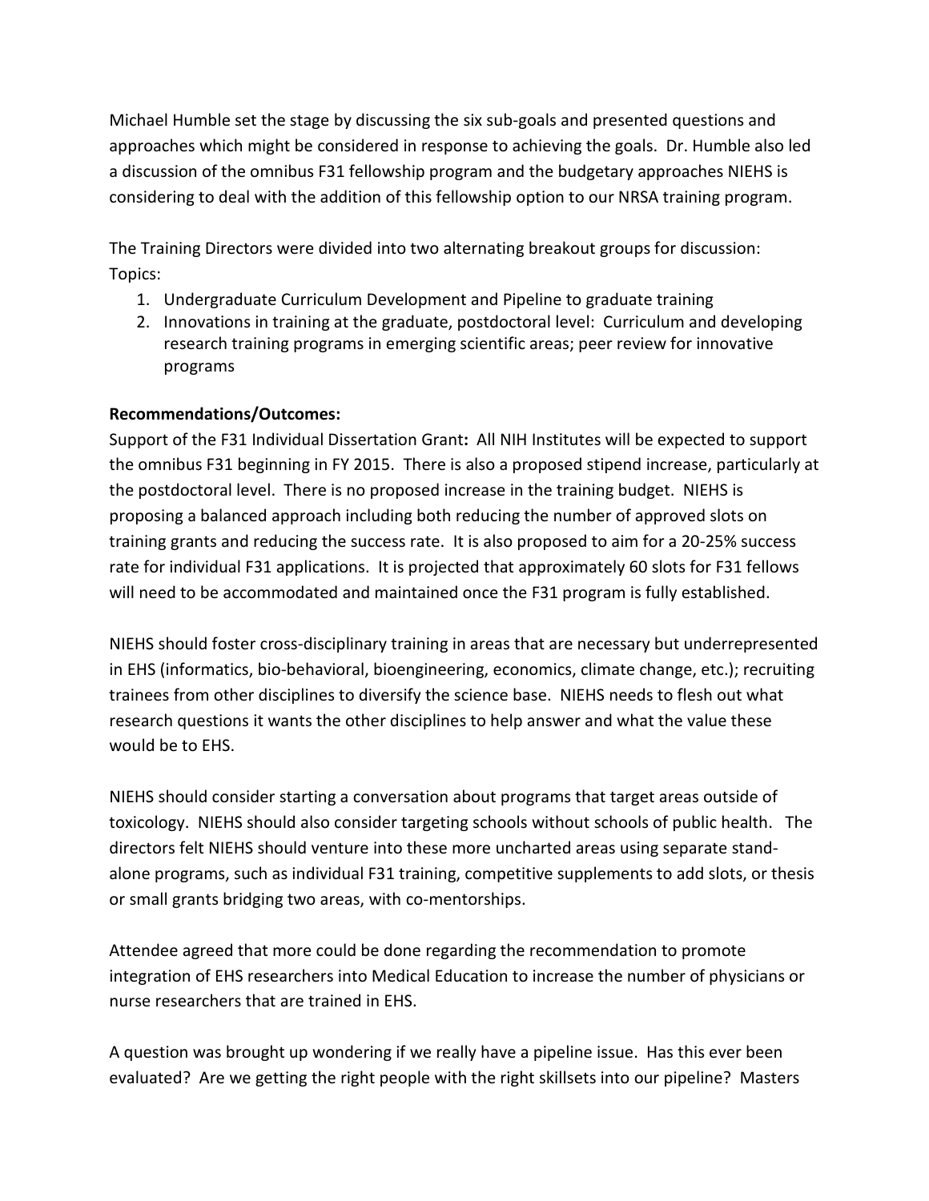Michael Humble set the stage by discussing the six sub-goals and presented questions and approaches which might be considered in response to achieving the goals. Dr. Humble also led a discussion of the omnibus F31 fellowship program and the budgetary approaches NIEHS is considering to deal with the addition of this fellowship option to our NRSA training program.

The Training Directors were divided into two alternating breakout groups for discussion:
Topics:

1. Undergraduate Curriculum Development and Pipeline to graduate training
2. Innovations in training at the graduate, postdoctoral level: Curriculum and developing research training programs in emerging scientific areas; peer review for innovative programs

**Recommendations/Outcomes:**

Support of the F31 Individual Dissertation Grant**:** All NIH Institutes will be expected to support the omnibus F31 beginning in FY 2015. There is also a proposed stipend increase, particularly at the postdoctoral level. There is no proposed increase in the training budget. NIEHS is proposing a balanced approach including both reducing the number of approved slots on training grants and reducing the success rate. It is also proposed to aim for a 20-25% success rate for individual F31 applications. It is projected that approximately 60 slots for F31 fellows will need to be accommodated and maintained once the F31 program is fully established.

NIEHS should foster cross-disciplinary training in areas that are necessary but underrepresented in EHS (informatics, bio-behavioral, bioengineering, economics, climate change, etc.); recruiting trainees from other disciplines to diversify the science base. NIEHS needs to flesh out what research questions it wants the other disciplines to help answer and what the value these would be to EHS.

NIEHS should consider starting a conversation about programs that target areas outside of toxicology. NIEHS should also consider targeting schools without schools of public health. The directors felt NIEHS should venture into these more uncharted areas using separate stand-alone programs, such as individual F31 training, competitive supplements to add slots, or thesis or small grants bridging two areas, with co-mentorships.

Attendee agreed that more could be done regarding the recommendation to promote integration of EHS researchers into Medical Education to increase the number of physicians or nurse researchers that are trained in EHS.

A question was brought up wondering if we really have a pipeline issue. Has this ever been evaluated? Are we getting the right people with the right skillsets into our pipeline? Masters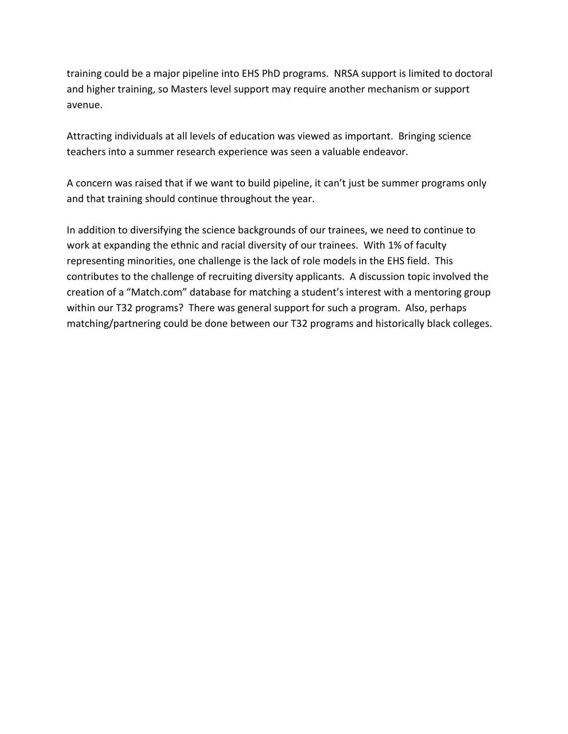training could be a major pipeline into EHS PhD programs. NRSA support is limited to doctoral and higher training, so Masters level support may require another mechanism or support avenue.

Attracting individuals at all levels of education was viewed as important. Bringing science teachers into a summer research experience was seen a valuable endeavor.

A concern was raised that if we want to build pipeline, it can't just be summer programs only and that training should continue throughout the year.

In addition to diversifying the science backgrounds of our trainees, we need to continue to work at expanding the ethnic and racial diversity of our trainees. With 1% of faculty representing minorities, one challenge is the lack of role models in the EHS field. This contributes to the challenge of recruiting diversity applicants. A discussion topic involved the creation of a "Match.com" database for matching a student's interest with a mentoring group within our T32 programs? There was general support for such a program. Also, perhaps matching/partnering could be done between our T32 programs and historically black colleges.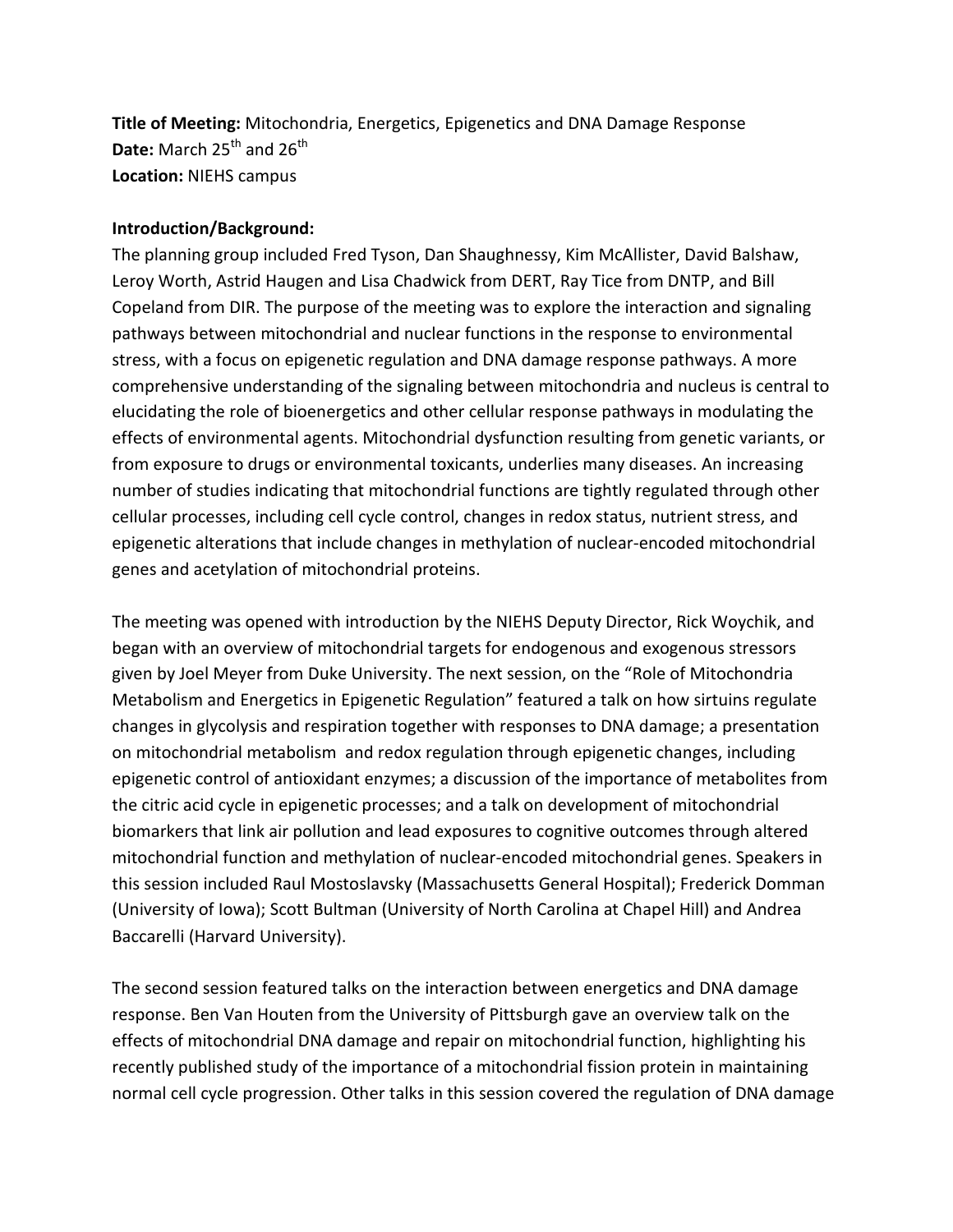**Title of Meeting:** Mitochondria, Energetics, Epigenetics and DNA Damage Response
**Date:** March 25th and 26th
**Location:** NIEHS campus

**Introduction/Background:**

The planning group included Fred Tyson, Dan Shaughnessy, Kim McAllister, David Balshaw, Leroy Worth, Astrid Haugen and Lisa Chadwick from DERT, Ray Tice from DNTP, and Bill Copeland from DIR. The purpose of the meeting was to explore the interaction and signaling pathways between mitochondrial and nuclear functions in the response to environmental stress, with a focus on epigenetic regulation and DNA damage response pathways. A more comprehensive understanding of the signaling between mitochondria and nucleus is central to elucidating the role of bioenergetics and other cellular response pathways in modulating the effects of environmental agents. Mitochondrial dysfunction resulting from genetic variants, or from exposure to drugs or environmental toxicants, underlies many diseases. An increasing number of studies indicating that mitochondrial functions are tightly regulated through other cellular processes, including cell cycle control, changes in redox status, nutrient stress, and epigenetic alterations that include changes in methylation of nuclear-encoded mitochondrial genes and acetylation of mitochondrial proteins.

The meeting was opened with introduction by the NIEHS Deputy Director, Rick Woychik, and began with an overview of mitochondrial targets for endogenous and exogenous stressors given by Joel Meyer from Duke University. The next session, on the "Role of Mitochondria Metabolism and Energetics in Epigenetic Regulation" featured a talk on how sirtuins regulate changes in glycolysis and respiration together with responses to DNA damage; a presentation on mitochondrial metabolism and redox regulation through epigenetic changes, including epigenetic control of antioxidant enzymes; a discussion of the importance of metabolites from the citric acid cycle in epigenetic processes; and a talk on development of mitochondrial biomarkers that link air pollution and lead exposures to cognitive outcomes through altered mitochondrial function and methylation of nuclear-encoded mitochondrial genes. Speakers in this session included Raul Mostoslavsky (Massachusetts General Hospital); Frederick Domman (University of Iowa); Scott Bultman (University of North Carolina at Chapel Hill) and Andrea Baccarelli (Harvard University).

The second session featured talks on the interaction between energetics and DNA damage response. Ben Van Houten from the University of Pittsburgh gave an overview talk on the effects of mitochondrial DNA damage and repair on mitochondrial function, highlighting his recently published study of the importance of a mitochondrial fission protein in maintaining normal cell cycle progression. Other talks in this session covered the regulation of DNA damage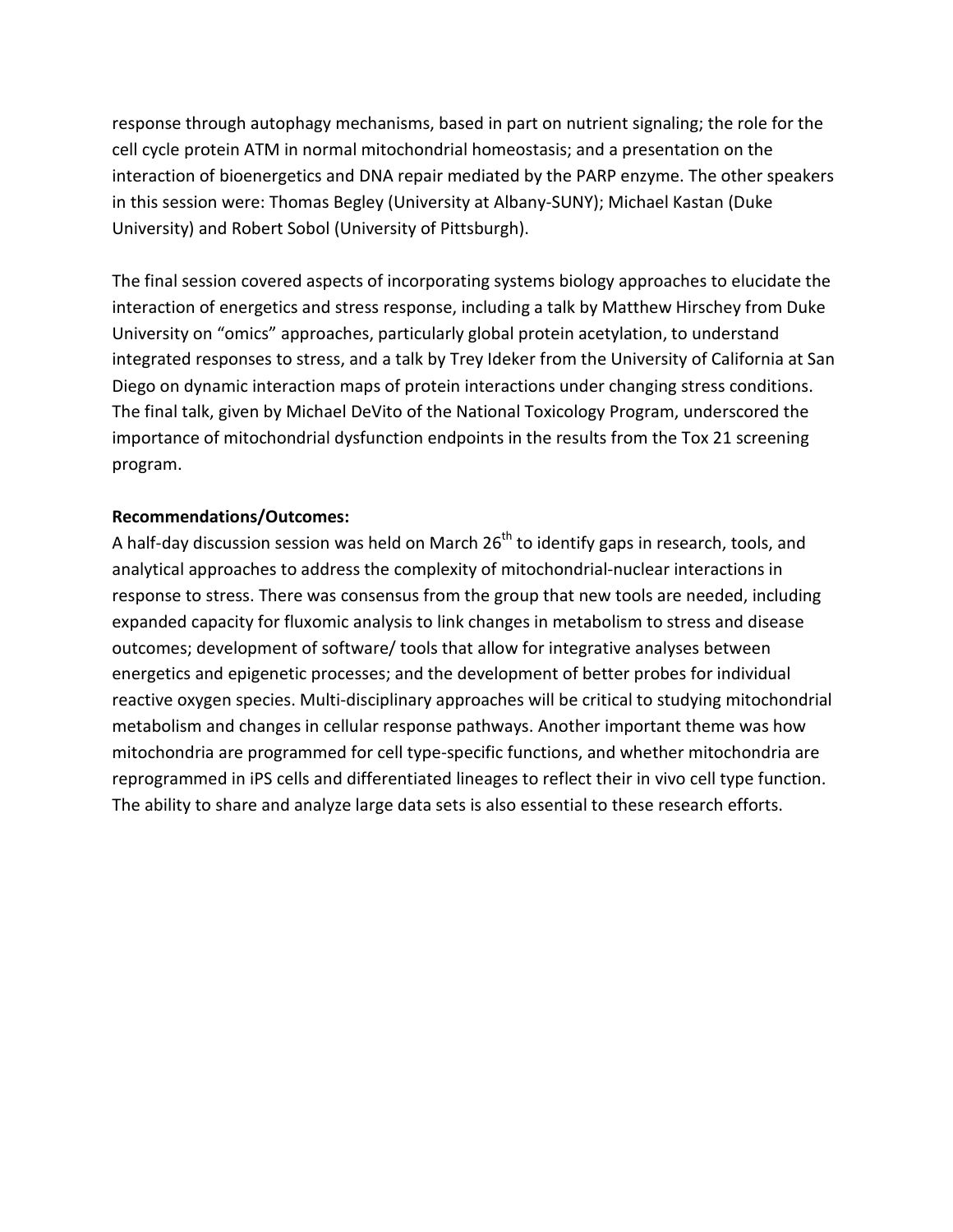response through autophagy mechanisms, based in part on nutrient signaling; the role for the cell cycle protein ATM in normal mitochondrial homeostasis; and a presentation on the interaction of bioenergetics and DNA repair mediated by the PARP enzyme. The other speakers in this session were: Thomas Begley (University at Albany-SUNY); Michael Kastan (Duke University) and Robert Sobol (University of Pittsburgh).

The final session covered aspects of incorporating systems biology approaches to elucidate the interaction of energetics and stress response, including a talk by Matthew Hirschey from Duke University on "omics" approaches, particularly global protein acetylation, to understand integrated responses to stress, and a talk by Trey Ideker from the University of California at San Diego on dynamic interaction maps of protein interactions under changing stress conditions. The final talk, given by Michael DeVito of the National Toxicology Program, underscored the importance of mitochondrial dysfunction endpoints in the results from the Tox 21 screening program.

**Recommendations/Outcomes:**

A half-day discussion session was held on March 26th to identify gaps in research, tools, and analytical approaches to address the complexity of mitochondrial-nuclear interactions in response to stress. There was consensus from the group that new tools are needed, including expanded capacity for fluxomic analysis to link changes in metabolism to stress and disease outcomes; development of software/ tools that allow for integrative analyses between energetics and epigenetic processes; and the development of better probes for individual reactive oxygen species. Multi-disciplinary approaches will be critical to studying mitochondrial metabolism and changes in cellular response pathways. Another important theme was how mitochondria are programmed for cell type-specific functions, and whether mitochondria are reprogrammed in iPS cells and differentiated lineages to reflect their in vivo cell type function. The ability to share and analyze large data sets is also essential to these research efforts.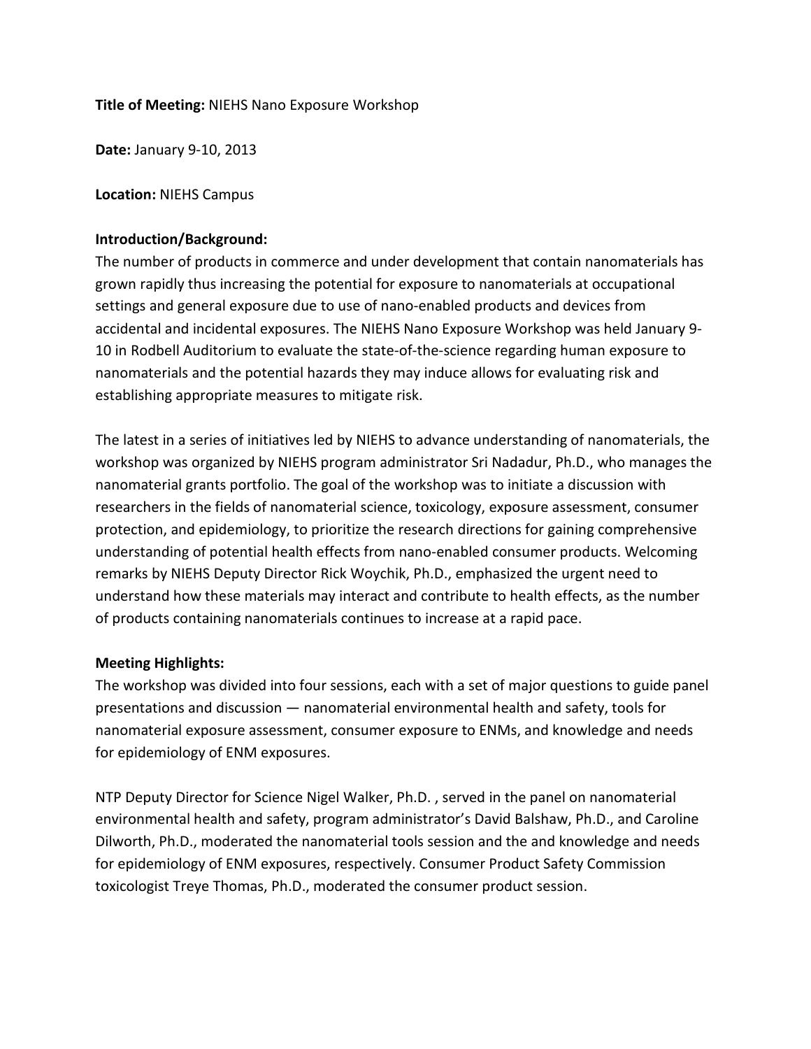**Title of Meeting:** NIEHS Nano Exposure Workshop

**Date:** January 9-10, 2013

**Location:** NIEHS Campus

**Introduction/Background:**

The number of products in commerce and under development that contain nanomaterials has grown rapidly thus increasing the potential for exposure to nanomaterials at occupational settings and general exposure due to use of nano-enabled products and devices from accidental and incidental exposures. The NIEHS Nano Exposure Workshop was held January 9-10 in Rodbell Auditorium to evaluate the state-of-the-science regarding human exposure to nanomaterials and the potential hazards they may induce allows for evaluating risk and establishing appropriate measures to mitigate risk.

The latest in a series of initiatives led by NIEHS to advance understanding of nanomaterials, the workshop was organized by NIEHS program administrator Sri Nadadur, Ph.D., who manages the nanomaterial grants portfolio. The goal of the workshop was to initiate a discussion with researchers in the fields of nanomaterial science, toxicology, exposure assessment, consumer protection, and epidemiology, to prioritize the research directions for gaining comprehensive understanding of potential health effects from nano-enabled consumer products. Welcoming remarks by NIEHS Deputy Director Rick Woychik, Ph.D., emphasized the urgent need to understand how these materials may interact and contribute to health effects, as the number of products containing nanomaterials continues to increase at a rapid pace.

**Meeting Highlights:**

The workshop was divided into four sessions, each with a set of major questions to guide panel presentations and discussion — nanomaterial environmental health and safety, tools for nanomaterial exposure assessment, consumer exposure to ENMs, and knowledge and needs for epidemiology of ENM exposures.

NTP Deputy Director for Science Nigel Walker, Ph.D. , served in the panel on nanomaterial environmental health and safety, program administrator's David Balshaw, Ph.D., and Caroline Dilworth, Ph.D., moderated the nanomaterial tools session and the and knowledge and needs for epidemiology of ENM exposures, respectively. Consumer Product Safety Commission toxicologist Treye Thomas, Ph.D., moderated the consumer product session.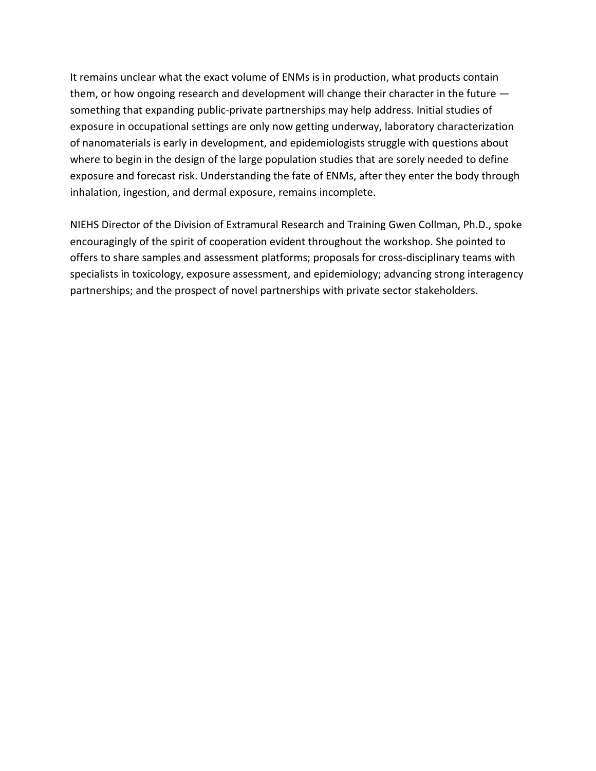It remains unclear what the exact volume of ENMs is in production, what products contain them, or how ongoing research and development will change their character in the future — something that expanding public-private partnerships may help address. Initial studies of exposure in occupational settings are only now getting underway, laboratory characterization of nanomaterials is early in development, and epidemiologists struggle with questions about where to begin in the design of the large population studies that are sorely needed to define exposure and forecast risk. Understanding the fate of ENMs, after they enter the body through inhalation, ingestion, and dermal exposure, remains incomplete.

NIEHS Director of the Division of Extramural Research and Training Gwen Collman, Ph.D., spoke encouragingly of the spirit of cooperation evident throughout the workshop. She pointed to offers to share samples and assessment platforms; proposals for cross-disciplinary teams with specialists in toxicology, exposure assessment, and epidemiology; advancing strong interagency partnerships; and the prospect of novel partnerships with private sector stakeholders.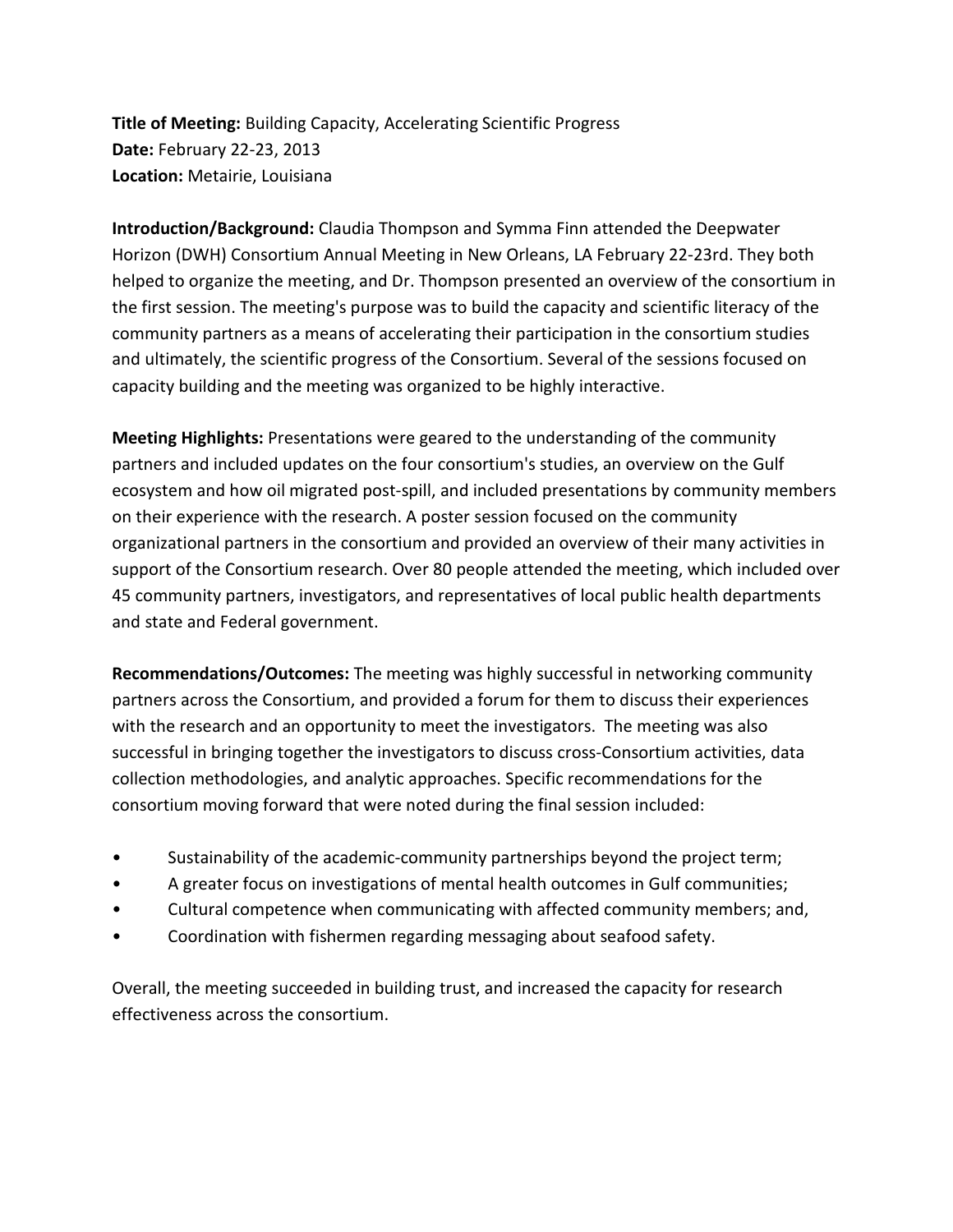**Title of Meeting:** Building Capacity, Accelerating Scientific Progress
**Date:** February 22-23, 2013
**Location:** Metairie, Louisiana

**Introduction/Background:** Claudia Thompson and Symma Finn attended the Deepwater Horizon (DWH) Consortium Annual Meeting in New Orleans, LA February 22-23rd. They both helped to organize the meeting, and Dr. Thompson presented an overview of the consortium in the first session. The meeting's purpose was to build the capacity and scientific literacy of the community partners as a means of accelerating their participation in the consortium studies and ultimately, the scientific progress of the Consortium. Several of the sessions focused on capacity building and the meeting was organized to be highly interactive.

**Meeting Highlights:** Presentations were geared to the understanding of the community partners and included updates on the four consortium's studies, an overview on the Gulf ecosystem and how oil migrated post-spill, and included presentations by community members on their experience with the research. A poster session focused on the community organizational partners in the consortium and provided an overview of their many activities in support of the Consortium research. Over 80 people attended the meeting, which included over 45 community partners, investigators, and representatives of local public health departments and state and Federal government.

**Recommendations/Outcomes:** The meeting was highly successful in networking community partners across the Consortium, and provided a forum for them to discuss their experiences with the research and an opportunity to meet the investigators. The meeting was also successful in bringing together the investigators to discuss cross-Consortium activities, data collection methodologies, and analytic approaches. Specific recommendations for the consortium moving forward that were noted during the final session included:

- Sustainability of the academic-community partnerships beyond the project term;
- A greater focus on investigations of mental health outcomes in Gulf communities;
- Cultural competence when communicating with affected community members; and,
- Coordination with fishermen regarding messaging about seafood safety.

Overall, the meeting succeeded in building trust, and increased the capacity for research effectiveness across the consortium.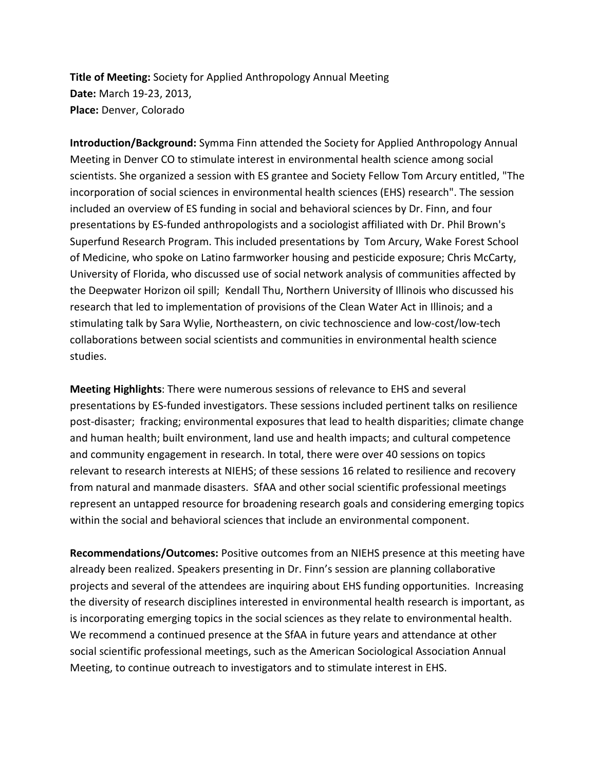**Title of Meeting:** Society for Applied Anthropology Annual Meeting
**Date:** March 19-23, 2013,
**Place:** Denver, Colorado

**Introduction/Background:** Symma Finn attended the Society for Applied Anthropology Annual Meeting in Denver CO to stimulate interest in environmental health science among social scientists. She organized a session with ES grantee and Society Fellow Tom Arcury entitled, "The incorporation of social sciences in environmental health sciences (EHS) research". The session included an overview of ES funding in social and behavioral sciences by Dr. Finn, and four presentations by ES-funded anthropologists and a sociologist affiliated with Dr. Phil Brown's Superfund Research Program. This included presentations by Tom Arcury, Wake Forest School of Medicine, who spoke on Latino farmworker housing and pesticide exposure; Chris McCarty, University of Florida, who discussed use of social network analysis of communities affected by the Deepwater Horizon oil spill; Kendall Thu, Northern University of Illinois who discussed his research that led to implementation of provisions of the Clean Water Act in Illinois; and a stimulating talk by Sara Wylie, Northeastern, on civic technoscience and low-cost/low-tech collaborations between social scientists and communities in environmental health science studies.

**Meeting Highlights**: There were numerous sessions of relevance to EHS and several presentations by ES-funded investigators. These sessions included pertinent talks on resilience post-disaster; fracking; environmental exposures that lead to health disparities; climate change and human health; built environment, land use and health impacts; and cultural competence and community engagement in research. In total, there were over 40 sessions on topics relevant to research interests at NIEHS; of these sessions 16 related to resilience and recovery from natural and manmade disasters. SfAA and other social scientific professional meetings represent an untapped resource for broadening research goals and considering emerging topics within the social and behavioral sciences that include an environmental component.

**Recommendations/Outcomes:** Positive outcomes from an NIEHS presence at this meeting have already been realized. Speakers presenting in Dr. Finn's session are planning collaborative projects and several of the attendees are inquiring about EHS funding opportunities. Increasing the diversity of research disciplines interested in environmental health research is important, as is incorporating emerging topics in the social sciences as they relate to environmental health. We recommend a continued presence at the SfAA in future years and attendance at other social scientific professional meetings, such as the American Sociological Association Annual Meeting, to continue outreach to investigators and to stimulate interest in EHS.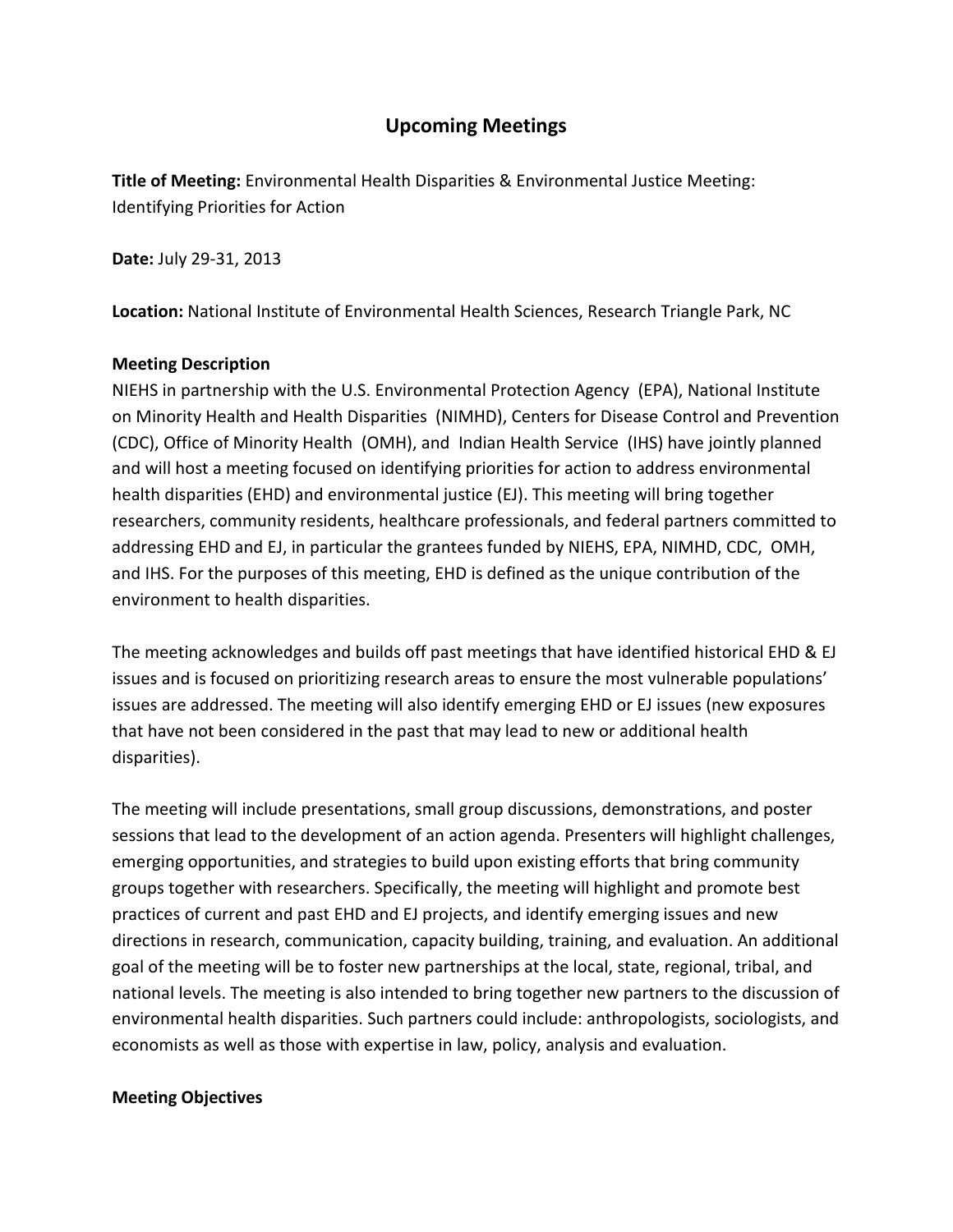# Upcoming Meetings

**Title of Meeting:** Environmental Health Disparities & Environmental Justice Meeting: Identifying Priorities for Action

**Date:** July 29-31, 2013

**Location:** National Institute of Environmental Health Sciences, Research Triangle Park, NC

**Meeting Description**

NIEHS in partnership with the U.S. Environmental Protection Agency (EPA), National Institute on Minority Health and Health Disparities (NIMHD), Centers for Disease Control and Prevention (CDC), Office of Minority Health (OMH), and Indian Health Service (IHS) have jointly planned and will host a meeting focused on identifying priorities for action to address environmental health disparities (EHD) and environmental justice (EJ). This meeting will bring together researchers, community residents, healthcare professionals, and federal partners committed to addressing EHD and EJ, in particular the grantees funded by NIEHS, EPA, NIMHD, CDC, OMH, and IHS. For the purposes of this meeting, EHD is defined as the unique contribution of the environment to health disparities.

The meeting acknowledges and builds off past meetings that have identified historical EHD & EJ issues and is focused on prioritizing research areas to ensure the most vulnerable populations' issues are addressed. The meeting will also identify emerging EHD or EJ issues (new exposures that have not been considered in the past that may lead to new or additional health disparities).

The meeting will include presentations, small group discussions, demonstrations, and poster sessions that lead to the development of an action agenda. Presenters will highlight challenges, emerging opportunities, and strategies to build upon existing efforts that bring community groups together with researchers. Specifically, the meeting will highlight and promote best practices of current and past EHD and EJ projects, and identify emerging issues and new directions in research, communication, capacity building, training, and evaluation. An additional goal of the meeting will be to foster new partnerships at the local, state, regional, tribal, and national levels. The meeting is also intended to bring together new partners to the discussion of environmental health disparities. Such partners could include: anthropologists, sociologists, and economists as well as those with expertise in law, policy, analysis and evaluation.

**Meeting Objectives**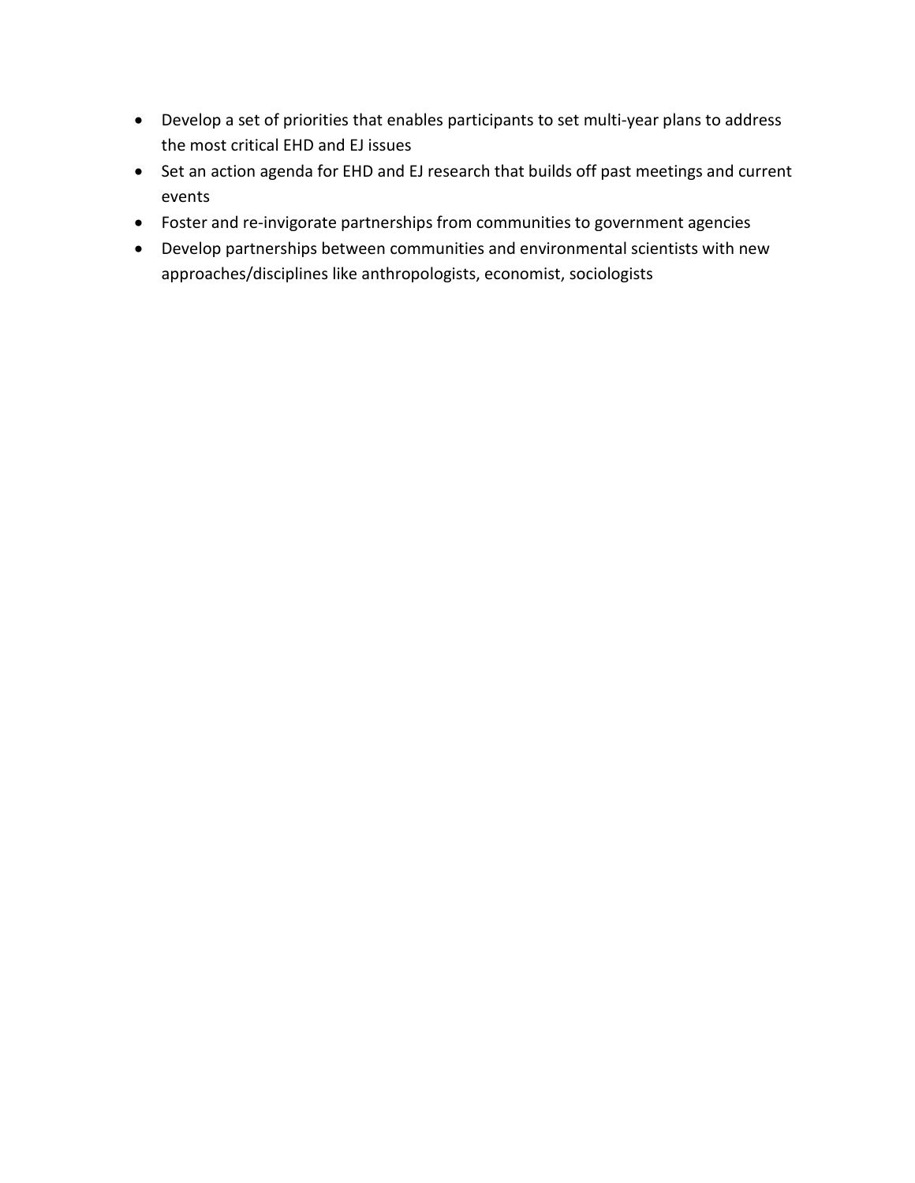- Develop a set of priorities that enables participants to set multi-year plans to address the most critical EHD and EJ issues
- Set an action agenda for EHD and EJ research that builds off past meetings and current events
- Foster and re-invigorate partnerships from communities to government agencies
- Develop partnerships between communities and environmental scientists with new approaches/disciplines like anthropologists, economist, sociologists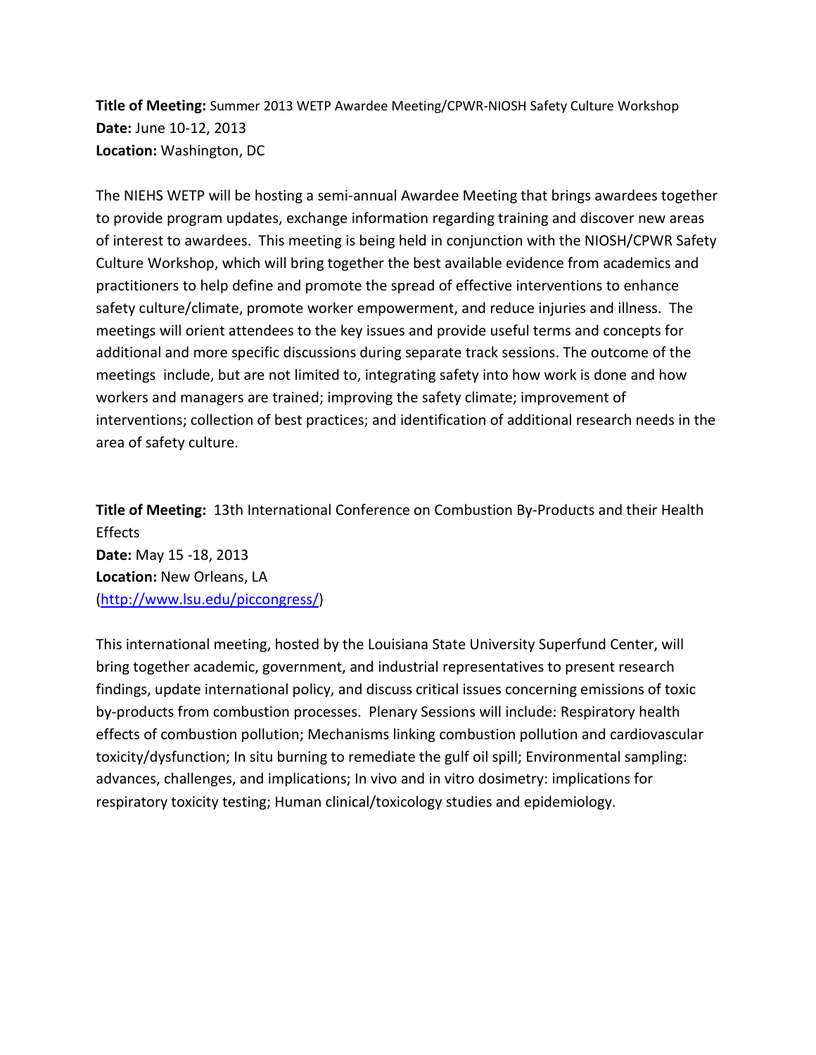**Title of Meeting:** Summer 2013 WETP Awardee Meeting/CPWR-NIOSH Safety Culture Workshop
**Date:** June 10-12, 2013
**Location:** Washington, DC

The NIEHS WETP will be hosting a semi-annual Awardee Meeting that brings awardees together to provide program updates, exchange information regarding training and discover new areas of interest to awardees. This meeting is being held in conjunction with the NIOSH/CPWR Safety Culture Workshop, which will bring together the best available evidence from academics and practitioners to help define and promote the spread of effective interventions to enhance safety culture/climate, promote worker empowerment, and reduce injuries and illness. The meetings will orient attendees to the key issues and provide useful terms and concepts for additional and more specific discussions during separate track sessions. The outcome of the meetings include, but are not limited to, integrating safety into how work is done and how workers and managers are trained; improving the safety climate; improvement of interventions; collection of best practices; and identification of additional research needs in the area of safety culture.

**Title of Meeting:** 13th International Conference on Combustion By-Products and their Health Effects
**Date:** May 15 -18, 2013
**Location:** New Orleans, LA
(http://www.lsu.edu/piccongress/)

This international meeting, hosted by the Louisiana State University Superfund Center, will bring together academic, government, and industrial representatives to present research findings, update international policy, and discuss critical issues concerning emissions of toxic by-products from combustion processes. Plenary Sessions will include: Respiratory health effects of combustion pollution; Mechanisms linking combustion pollution and cardiovascular toxicity/dysfunction; In situ burning to remediate the gulf oil spill; Environmental sampling: advances, challenges, and implications; In vivo and in vitro dosimetry: implications for respiratory toxicity testing; Human clinical/toxicology studies and epidemiology.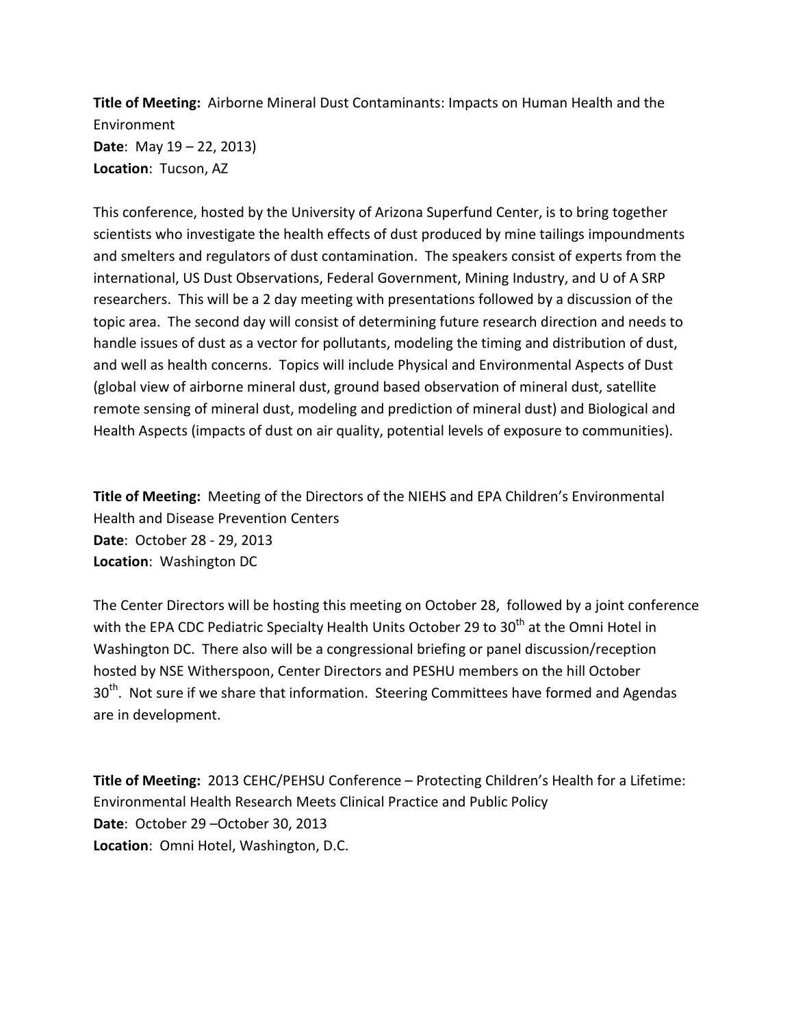**Title of Meeting:** Airborne Mineral Dust Contaminants: Impacts on Human Health and the Environment
**Date**: May 19 – 22, 2013)
**Location**: Tucson, AZ

This conference, hosted by the University of Arizona Superfund Center, is to bring together scientists who investigate the health effects of dust produced by mine tailings impoundments and smelters and regulators of dust contamination. The speakers consist of experts from the international, US Dust Observations, Federal Government, Mining Industry, and U of A SRP researchers. This will be a 2 day meeting with presentations followed by a discussion of the topic area. The second day will consist of determining future research direction and needs to handle issues of dust as a vector for pollutants, modeling the timing and distribution of dust, and well as health concerns. Topics will include Physical and Environmental Aspects of Dust (global view of airborne mineral dust, ground based observation of mineral dust, satellite remote sensing of mineral dust, modeling and prediction of mineral dust) and Biological and Health Aspects (impacts of dust on air quality, potential levels of exposure to communities).

**Title of Meeting:** Meeting of the Directors of the NIEHS and EPA Children's Environmental Health and Disease Prevention Centers
**Date**: October 28 - 29, 2013
**Location**: Washington DC

The Center Directors will be hosting this meeting on October 28, followed by a joint conference with the EPA CDC Pediatric Specialty Health Units October 29 to 30th at the Omni Hotel in Washington DC. There also will be a congressional briefing or panel discussion/reception hosted by NSE Witherspoon, Center Directors and PESHU members on the hill October 30th. Not sure if we share that information. Steering Committees have formed and Agendas are in development.

**Title of Meeting:** 2013 CEHC/PEHSU Conference – Protecting Children's Health for a Lifetime: Environmental Health Research Meets Clinical Practice and Public Policy
**Date**: October 29 –October 30, 2013
**Location**: Omni Hotel, Washington, D.C.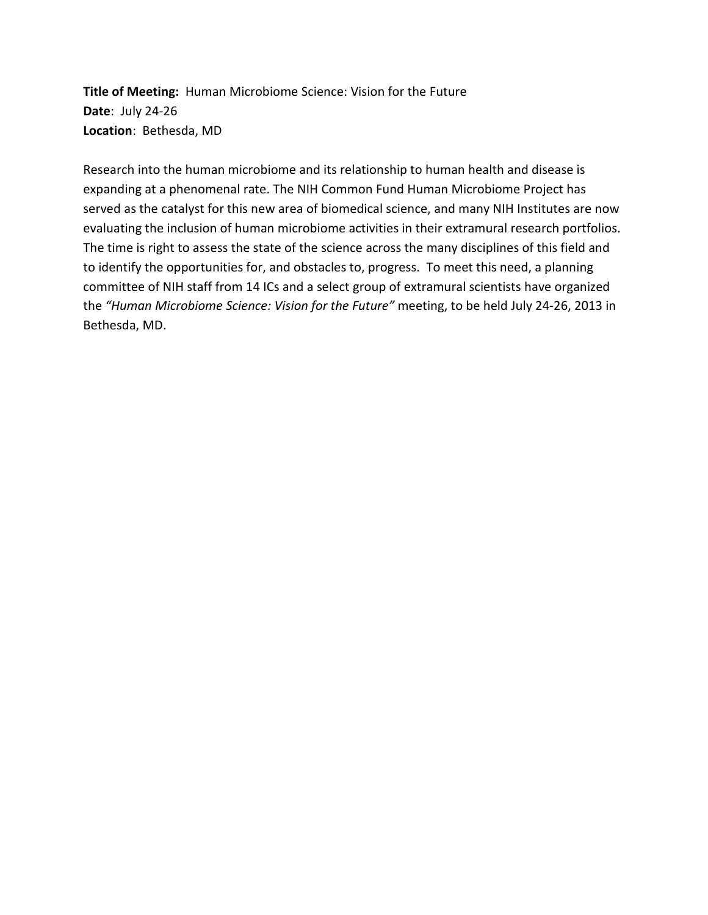**Title of Meeting:** Human Microbiome Science: Vision for the Future
**Date**: July 24-26
**Location**: Bethesda, MD

Research into the human microbiome and its relationship to human health and disease is expanding at a phenomenal rate. The NIH Common Fund Human Microbiome Project has served as the catalyst for this new area of biomedical science, and many NIH Institutes are now evaluating the inclusion of human microbiome activities in their extramural research portfolios. The time is right to assess the state of the science across the many disciplines of this field and to identify the opportunities for, and obstacles to, progress. To meet this need, a planning committee of NIH staff from 14 ICs and a select group of extramural scientists have organized the *"Human Microbiome Science: Vision for the Future"* meeting, to be held July 24-26, 2013 in Bethesda, MD.